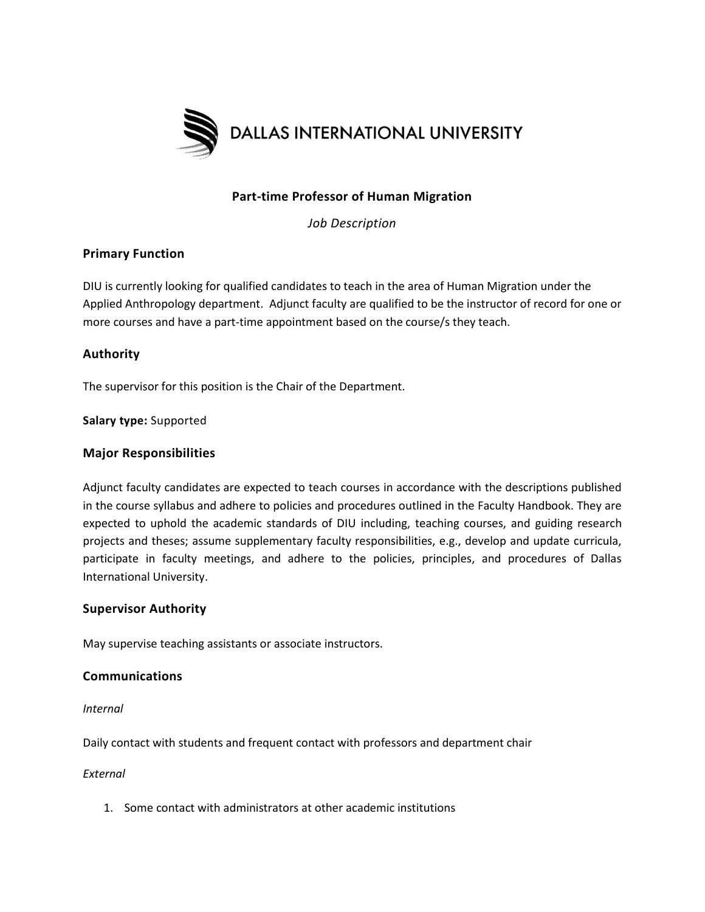DALLAS INTERNATIONAL UNIVERSITY

# Part-time Professor of Human Migration

*Job Description*

## Primary Function

DIU is currently looking for qualified candidates to teach in the area of Human Migration under the Applied Anthropology department. Adjunct faculty are qualified to be the instructor of record for one or more courses and have a part-time appointment based on the course/s they teach.

## Authority

The supervisor for this position is the Chair of the Department.

**Salary type:** Supported

## Major Responsibilities

Adjunct faculty candidates are expected to teach courses in accordance with the descriptions published in the course syllabus and adhere to policies and procedures outlined in the Faculty Handbook. They are expected to uphold the academic standards of DIU including, teaching courses, and guiding research projects and theses; assume supplementary faculty responsibilities, e.g., develop and update curricula, participate in faculty meetings, and adhere to the policies, principles, and procedures of Dallas International University.

## Supervisor Authority

May supervise teaching assistants or associate instructors.

## Communications

*Internal*

Daily contact with students and frequent contact with professors and department chair

*External*

1. Some contact with administrators at other academic institutions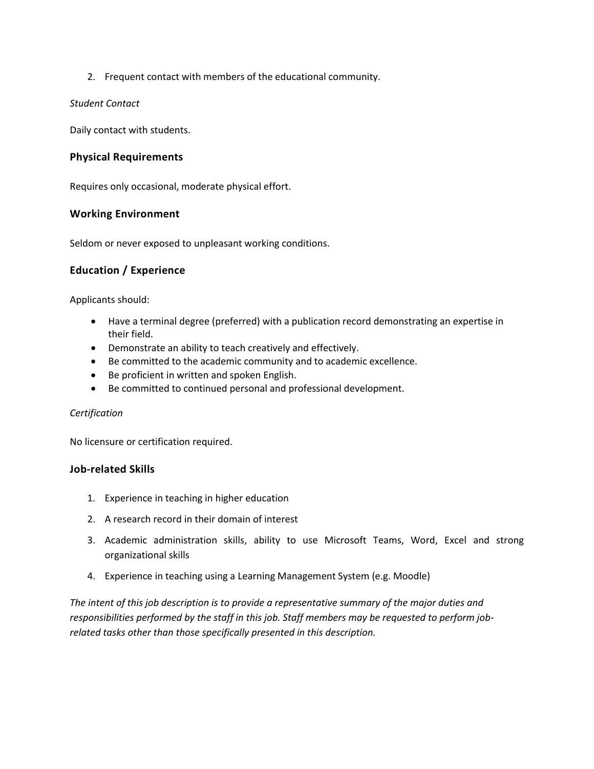2. Frequent contact with members of the educational community.

*Student Contact*

Daily contact with students.

## Physical Requirements

Requires only occasional, moderate physical effort.

## Working Environment

Seldom or never exposed to unpleasant working conditions.

## Education / Experience

Applicants should:

- Have a terminal degree (preferred) with a publication record demonstrating an expertise in their field.
- Demonstrate an ability to teach creatively and effectively.
- Be committed to the academic community and to academic excellence.
- Be proficient in written and spoken English.
- Be committed to continued personal and professional development.

*Certification*

No licensure or certification required.

## Job-related Skills

1. Experience in teaching in higher education
2. A research record in their domain of interest
3. Academic administration skills, ability to use Microsoft Teams, Word, Excel and strong organizational skills
4. Experience in teaching using a Learning Management System (e.g. Moodle)

*The intent of this job description is to provide a representative summary of the major duties and responsibilities performed by the staff in this job. Staff members may be requested to perform job-related tasks other than those specifically presented in this description.*